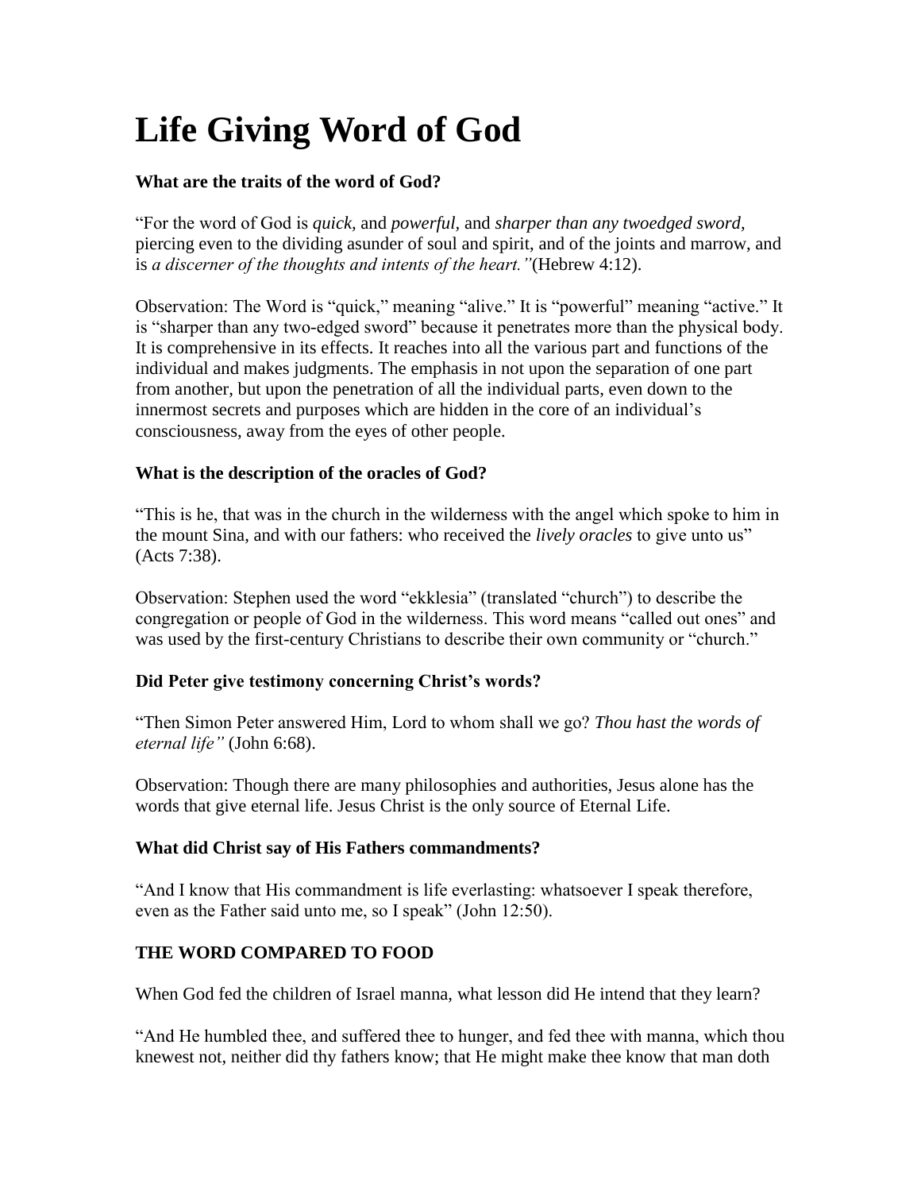# Life Giving Word of God

**What are the traits of the word of God?**

"For the word of God is *quick,* and *powerful,* and *sharper than any twoedged sword,* piercing even to the dividing asunder of soul and spirit, and of the joints and marrow, and is *a discerner of the thoughts and intents of the heart."*(Hebrew 4:12).

Observation: The Word is "quick," meaning "alive." It is "powerful" meaning "active." It is "sharper than any two-edged sword" because it penetrates more than the physical body. It is comprehensive in its effects. It reaches into all the various part and functions of the individual and makes judgments. The emphasis in not upon the separation of one part from another, but upon the penetration of all the individual parts, even down to the innermost secrets and purposes which are hidden in the core of an individual's consciousness, away from the eyes of other people.

**What is the description of the oracles of God?**

"This is he, that was in the church in the wilderness with the angel which spoke to him in the mount Sina, and with our fathers: who received the *lively oracles* to give unto us" (Acts 7:38).

Observation: Stephen used the word "ekklesia" (translated "church") to describe the congregation or people of God in the wilderness. This word means "called out ones" and was used by the first-century Christians to describe their own community or "church."

**Did Peter give testimony concerning Christ's words?**

"Then Simon Peter answered Him, Lord to whom shall we go? *Thou hast the words of eternal life"* (John 6:68).

Observation: Though there are many philosophies and authorities, Jesus alone has the words that give eternal life. Jesus Christ is the only source of Eternal Life.

**What did Christ say of His Fathers commandments?**

"And I know that His commandment is life everlasting: whatsoever I speak therefore, even as the Father said unto me, so I speak" (John 12:50).

**THE WORD COMPARED TO FOOD**

When God fed the children of Israel manna, what lesson did He intend that they learn?

"And He humbled thee, and suffered thee to hunger, and fed thee with manna, which thou knewest not, neither did thy fathers know; that He might make thee know that man doth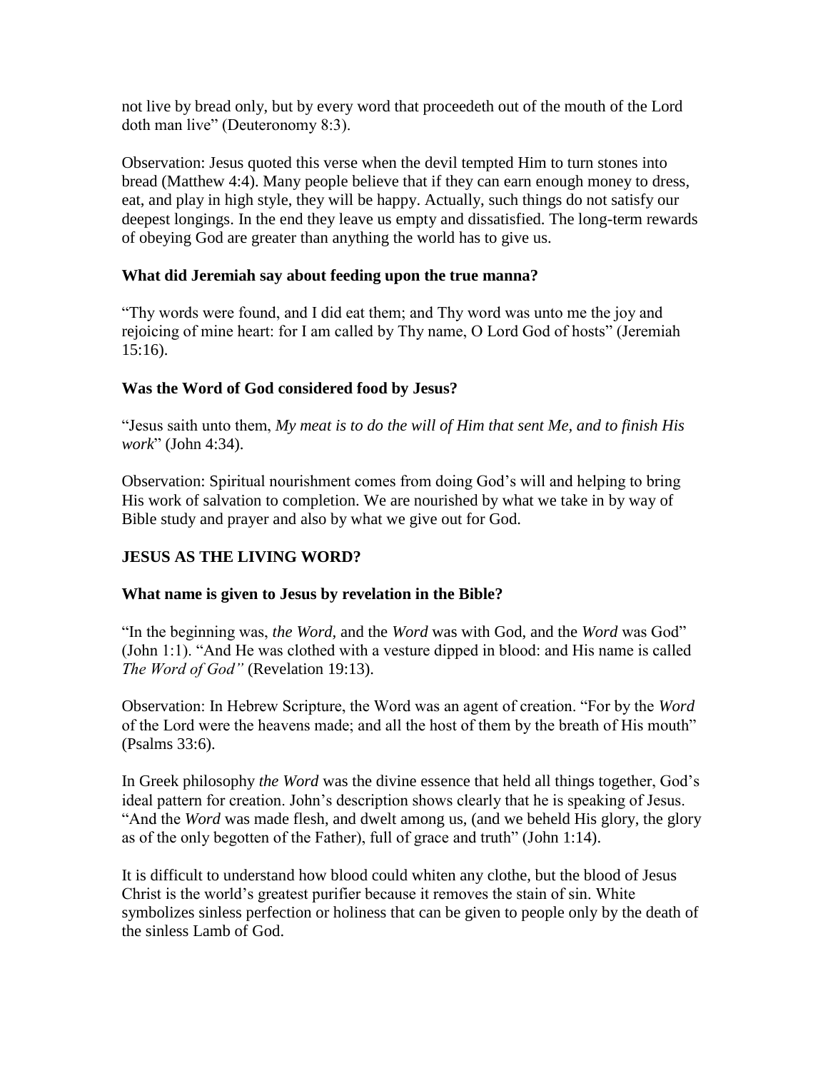not live by bread only, but by every word that proceedeth out of the mouth of the Lord doth man live" (Deuteronomy 8:3).

Observation: Jesus quoted this verse when the devil tempted Him to turn stones into bread (Matthew 4:4). Many people believe that if they can earn enough money to dress, eat, and play in high style, they will be happy. Actually, such things do not satisfy our deepest longings. In the end they leave us empty and dissatisfied. The long-term rewards of obeying God are greater than anything the world has to give us.

**What did Jeremiah say about feeding upon the true manna?**

"Thy words were found, and I did eat them; and Thy word was unto me the joy and rejoicing of mine heart: for I am called by Thy name, O Lord God of hosts" (Jeremiah 15:16).

**Was the Word of God considered food by Jesus?**

"Jesus saith unto them, *My meat is to do the will of Him that sent Me, and to finish His work*" (John 4:34).

Observation: Spiritual nourishment comes from doing God's will and helping to bring His work of salvation to completion. We are nourished by what we take in by way of Bible study and prayer and also by what we give out for God.

**JESUS AS THE LIVING WORD?**

**What name is given to Jesus by revelation in the Bible?**

"In the beginning was, *the Word,* and the *Word* was with God, and the *Word* was God" (John 1:1). "And He was clothed with a vesture dipped in blood: and His name is called *The Word of God"* (Revelation 19:13).

Observation: In Hebrew Scripture, the Word was an agent of creation. "For by the *Word* of the Lord were the heavens made; and all the host of them by the breath of His mouth" (Psalms 33:6).

In Greek philosophy *the Word* was the divine essence that held all things together, God's ideal pattern for creation. John's description shows clearly that he is speaking of Jesus. "And the *Word* was made flesh, and dwelt among us, (and we beheld His glory, the glory as of the only begotten of the Father), full of grace and truth" (John 1:14).

It is difficult to understand how blood could whiten any clothe, but the blood of Jesus Christ is the world's greatest purifier because it removes the stain of sin. White symbolizes sinless perfection or holiness that can be given to people only by the death of the sinless Lamb of God.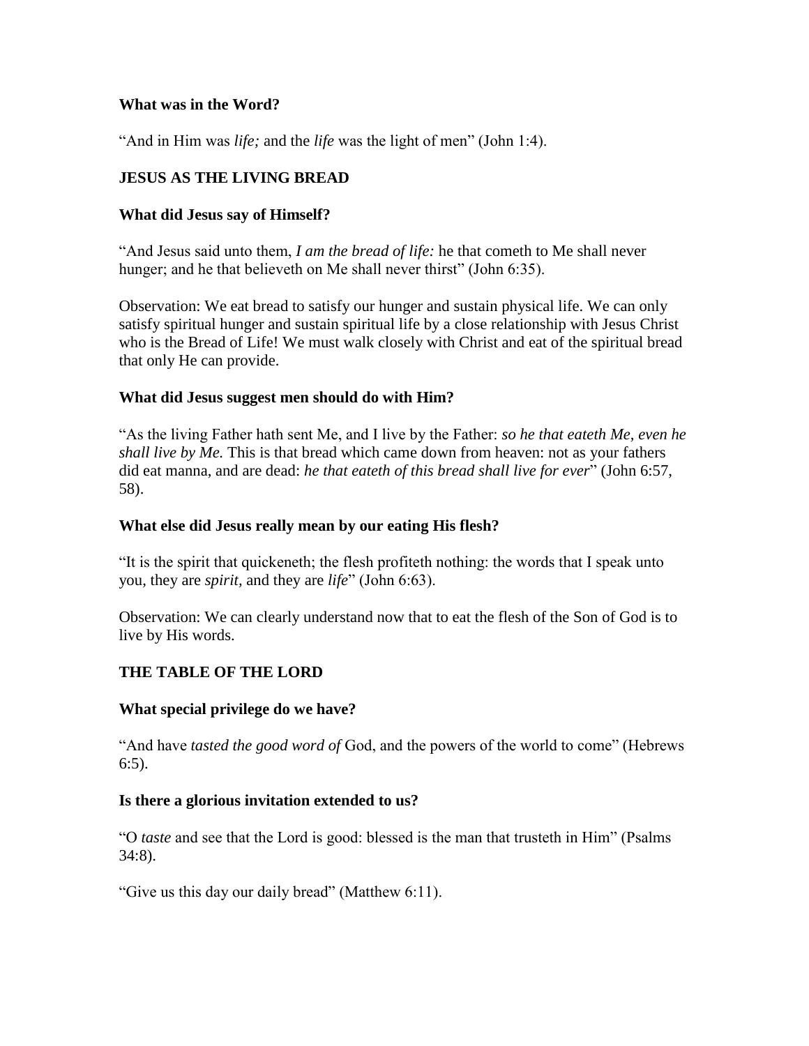**What was in the Word?**

"And in Him was *life;* and the *life* was the light of men" (John 1:4).

## JESUS AS THE LIVING BREAD

**What did Jesus say of Himself?**

"And Jesus said unto them, *I am the bread of life:* he that cometh to Me shall never hunger; and he that believeth on Me shall never thirst" (John 6:35).

Observation: We eat bread to satisfy our hunger and sustain physical life. We can only satisfy spiritual hunger and sustain spiritual life by a close relationship with Jesus Christ who is the Bread of Life! We must walk closely with Christ and eat of the spiritual bread that only He can provide.

**What did Jesus suggest men should do with Him?**

"As the living Father hath sent Me, and I live by the Father: *so he that eateth Me, even he shall live by Me.* This is that bread which came down from heaven: not as your fathers did eat manna, and are dead: *he that eateth of this bread shall live for ever*" (John 6:57, 58).

**What else did Jesus really mean by our eating His flesh?**

"It is the spirit that quickeneth; the flesh profiteth nothing: the words that I speak unto you, they are *spirit*, and they are *life*" (John 6:63).

Observation: We can clearly understand now that to eat the flesh of the Son of God is to live by His words.

## THE TABLE OF THE LORD

**What special privilege do we have?**

"And have *tasted the good word of* God, and the powers of the world to come" (Hebrews 6:5).

**Is there a glorious invitation extended to us?**

"O *taste* and see that the Lord is good: blessed is the man that trusteth in Him" (Psalms 34:8).

"Give us this day our daily bread" (Matthew 6:11).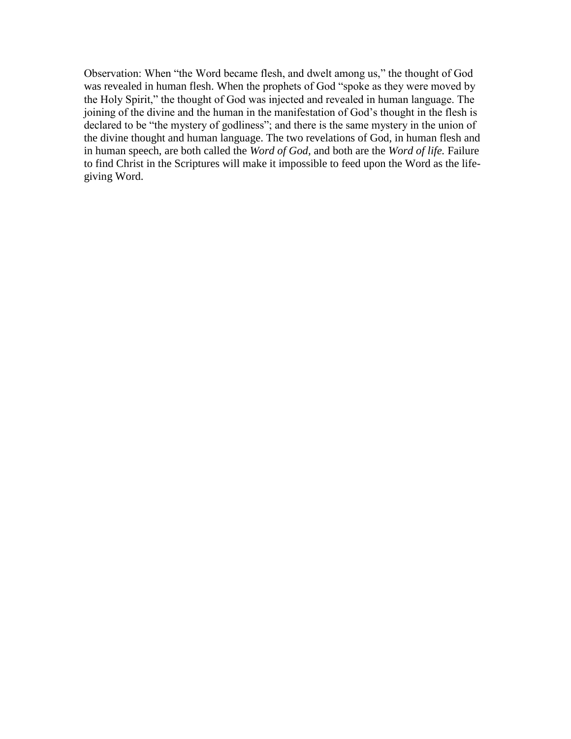Observation: When “the Word became flesh, and dwelt among us,” the thought of God was revealed in human flesh. When the prophets of God “spoke as they were moved by the Holy Spirit,” the thought of God was injected and revealed in human language. The joining of the divine and the human in the manifestation of God’s thought in the flesh is declared to be “the mystery of godliness”; and there is the same mystery in the union of the divine thought and human language. The two revelations of God, in human flesh and in human speech, are both called the *Word of God,* and both are the *Word of life.* Failure to find Christ in the Scriptures will make it impossible to feed upon the Word as the life-giving Word.